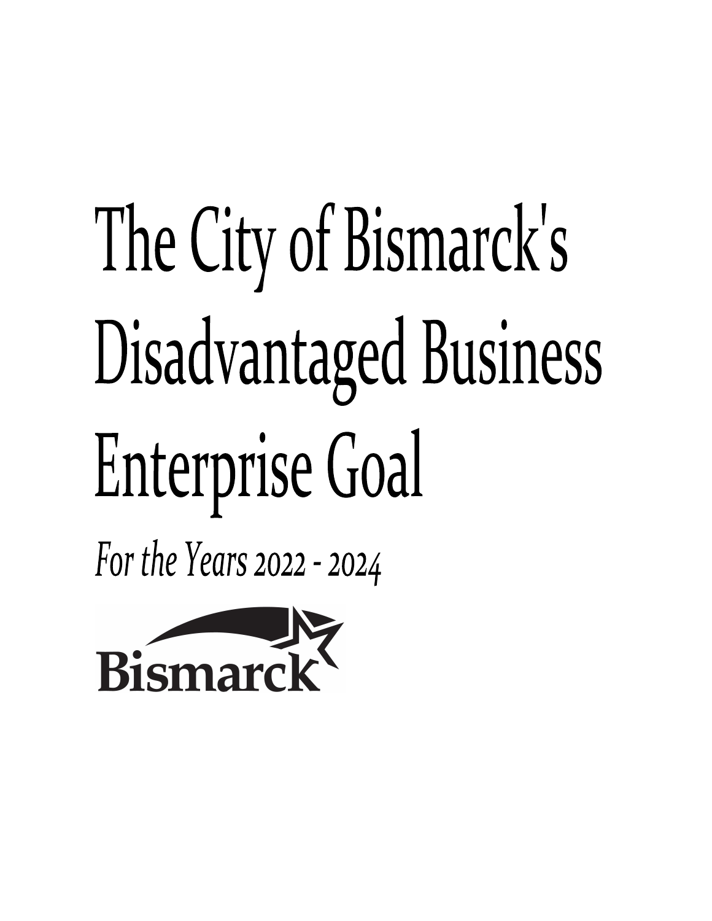# The City of Bismarck's Disadvantaged Business Enterprise Goal

*For the Years 2022 - 2024*

Bismarck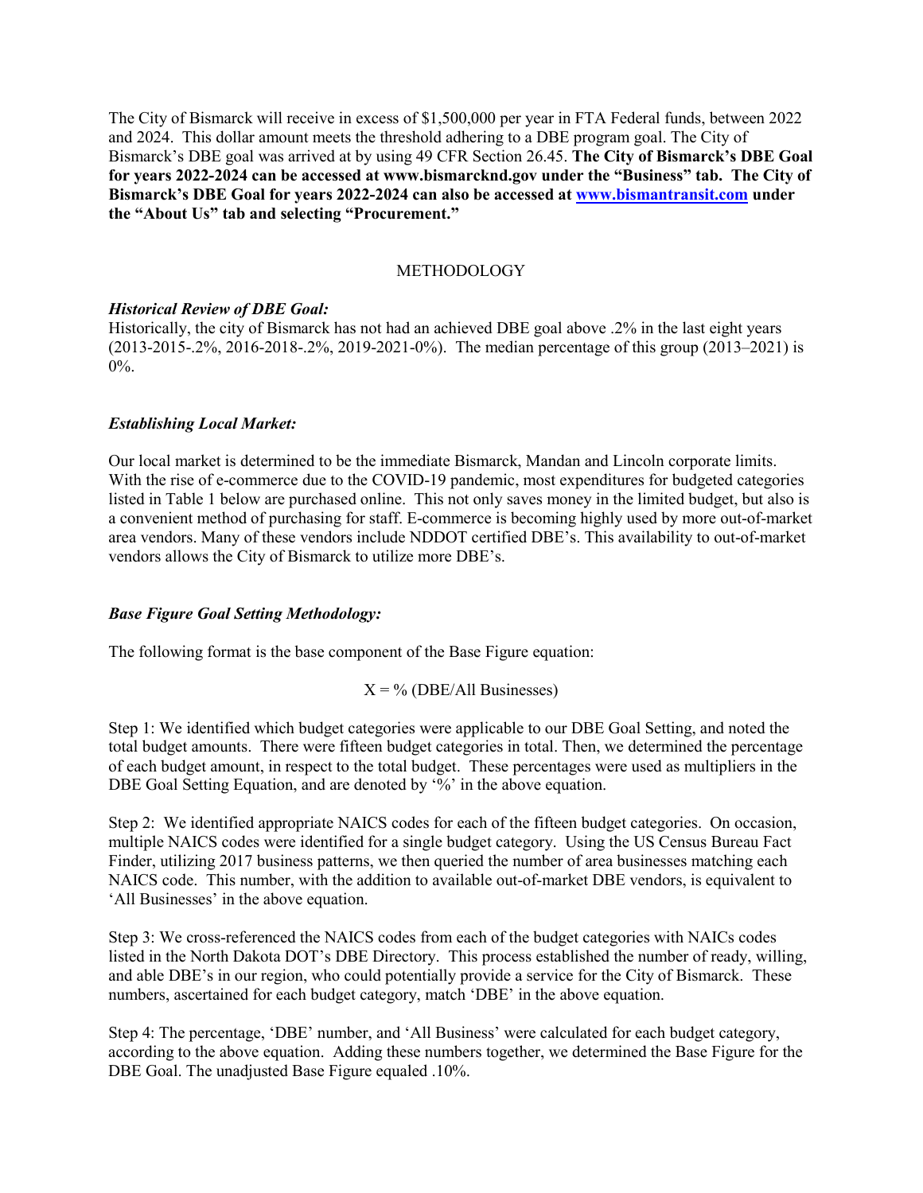The City of Bismarck will receive in excess of $1,500,000 per year in FTA Federal funds, between 2022 and 2024. This dollar amount meets the threshold adhering to a DBE program goal. The City of Bismarck's DBE goal was arrived at by using 49 CFR Section 26.45. **The City of Bismarck's DBE Goal for years 2022-2024 can be accessed at www.bismarcknd.gov under the "Business" tab. The City of Bismarck's DBE Goal for years 2022-2024 can also be accessed at [www.bismantransit.com](http://www.bismantransit.com) under the "About Us" tab and selecting "Procurement."**

## METHODOLOGY

***Historical Review of DBE Goal:***

Historically, the city of Bismarck has not had an achieved DBE goal above .2% in the last eight years (2013-2015-.2%, 2016-2018-.2%, 2019-2021-0%). The median percentage of this group (2013–2021) is 0%.

***Establishing Local Market:***

Our local market is determined to be the immediate Bismarck, Mandan and Lincoln corporate limits. With the rise of e-commerce due to the COVID-19 pandemic, most expenditures for budgeted categories listed in Table 1 below are purchased online. This not only saves money in the limited budget, but also is a convenient method of purchasing for staff. E-commerce is becoming highly used by more out-of-market area vendors. Many of these vendors include NDDOT certified DBE's. This availability to out-of-market vendors allows the City of Bismarck to utilize more DBE's.

***Base Figure Goal Setting Methodology:***

The following format is the base component of the Base Figure equation:

$$X = \% \text{ (DBE/All Businesses)}$$

Step 1: We identified which budget categories were applicable to our DBE Goal Setting, and noted the total budget amounts. There were fifteen budget categories in total. Then, we determined the percentage of each budget amount, in respect to the total budget. These percentages were used as multipliers in the DBE Goal Setting Equation, and are denoted by '%' in the above equation.

Step 2: We identified appropriate NAICS codes for each of the fifteen budget categories. On occasion, multiple NAICS codes were identified for a single budget category. Using the US Census Bureau Fact Finder, utilizing 2017 business patterns, we then queried the number of area businesses matching each NAICS code. This number, with the addition to available out-of-market DBE vendors, is equivalent to 'All Businesses' in the above equation.

Step 3: We cross-referenced the NAICS codes from each of the budget categories with NAICs codes listed in the North Dakota DOT's DBE Directory. This process established the number of ready, willing, and able DBE's in our region, who could potentially provide a service for the City of Bismarck. These numbers, ascertained for each budget category, match 'DBE' in the above equation.

Step 4: The percentage, 'DBE' number, and 'All Business' were calculated for each budget category, according to the above equation. Adding these numbers together, we determined the Base Figure for the DBE Goal. The unadjusted Base Figure equaled .10%.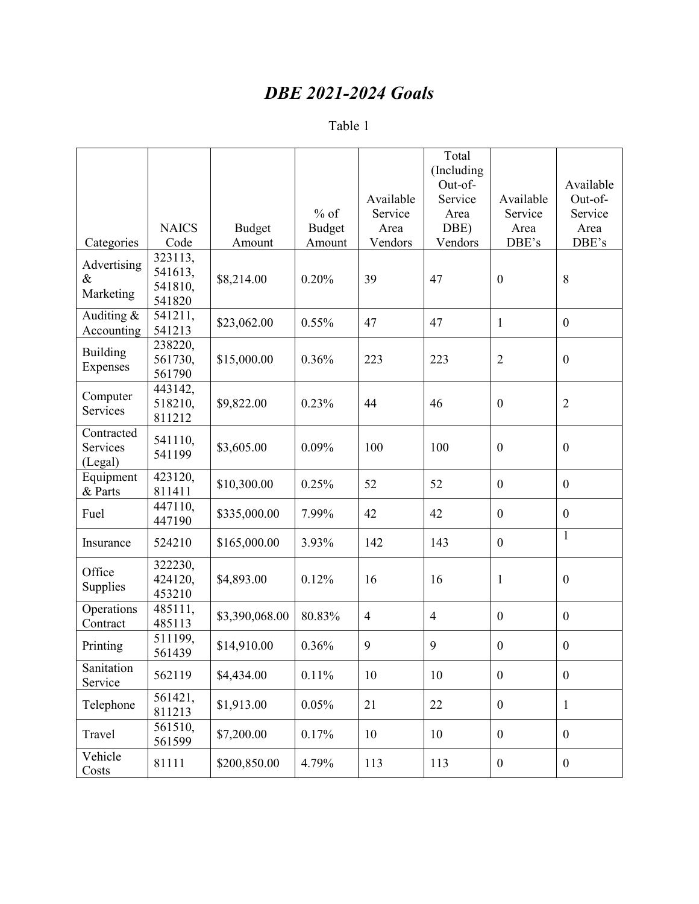# *DBE 2021-2024 Goals*

Table 1

| Categories | NAICS Code | Budget Amount | % of Budget Amount | Available Service Area Vendors | Total (Including Out-of-Service Area DBE) Vendors | Available Service Area DBE's | Available Out-of-Service Area DBE's |
|---|---|---|---|---|---|---|---|
| Advertising & Marketing | 323113, 541613, 541810, 541820 | $8,214.00 | 0.20% | 39 | 47 | 0 | 8 |
| Auditing & Accounting | 541211, 541213 | $23,062.00 | 0.55% | 47 | 47 | 1 | 0 |
| Building Expenses | 238220, 561730, 561790 | $15,000.00 | 0.36% | 223 | 223 | 2 | 0 |
| Computer Services | 443142, 518210, 811212 | $9,822.00 | 0.23% | 44 | 46 | 0 | 2 |
| Contracted Services (Legal) | 541110, 541199 | $3,605.00 | 0.09% | 100 | 100 | 0 | 0 |
| Equipment & Parts | 423120, 811411 | $10,300.00 | 0.25% | 52 | 52 | 0 | 0 |
| Fuel | 447110, 447190 | $335,000.00 | 7.99% | 42 | 42 | 0 | 0 |
| Insurance | 524210 | $165,000.00 | 3.93% | 142 | 143 | 0 | 1 |
| Office Supplies | 322230, 424120, 453210 | $4,893.00 | 0.12% | 16 | 16 | 1 | 0 |
| Operations Contract | 485111, 485113 | $3,390,068.00 | 80.83% | 4 | 4 | 0 | 0 |
| Printing | 511199, 561439 | $14,910.00 | 0.36% | 9 | 9 | 0 | 0 |
| Sanitation Service | 562119 | $4,434.00 | 0.11% | 10 | 10 | 0 | 0 |
| Telephone | 561421, 811213 | $1,913.00 | 0.05% | 21 | 22 | 0 | 1 |
| Travel | 561510, 561599 | $7,200.00 | 0.17% | 10 | 10 | 0 | 0 |
| Vehicle Costs | 81111 | $200,850.00 | 4.79% | 113 | 113 | 0 | 0 |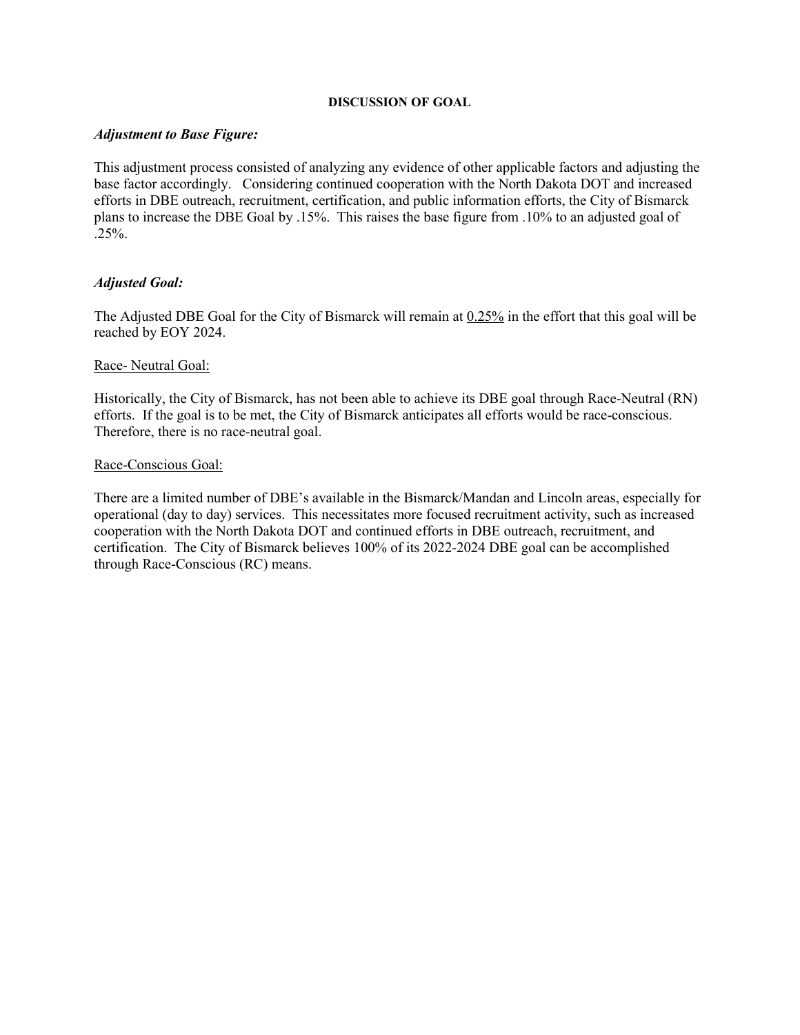**DISCUSSION OF GOAL**

***Adjustment to Base Figure:***

This adjustment process consisted of analyzing any evidence of other applicable factors and adjusting the base factor accordingly. Considering continued cooperation with the North Dakota DOT and increased efforts in DBE outreach, recruitment, certification, and public information efforts, the City of Bismarck plans to increase the DBE Goal by .15%. This raises the base figure from .10% to an adjusted goal of .25%.

***Adjusted Goal:***

The Adjusted DBE Goal for the City of Bismarck will remain at <u>0.25%</u> in the effort that this goal will be reached by EOY 2024.

<u>Race- Neutral Goal:</u>

Historically, the City of Bismarck, has not been able to achieve its DBE goal through Race-Neutral (RN) efforts. If the goal is to be met, the City of Bismarck anticipates all efforts would be race-conscious. Therefore, there is no race-neutral goal.

<u>Race-Conscious Goal:</u>

There are a limited number of DBE's available in the Bismarck/Mandan and Lincoln areas, especially for operational (day to day) services. This necessitates more focused recruitment activity, such as increased cooperation with the North Dakota DOT and continued efforts in DBE outreach, recruitment, and certification. The City of Bismarck believes 100% of its 2022-2024 DBE goal can be accomplished through Race-Conscious (RC) means.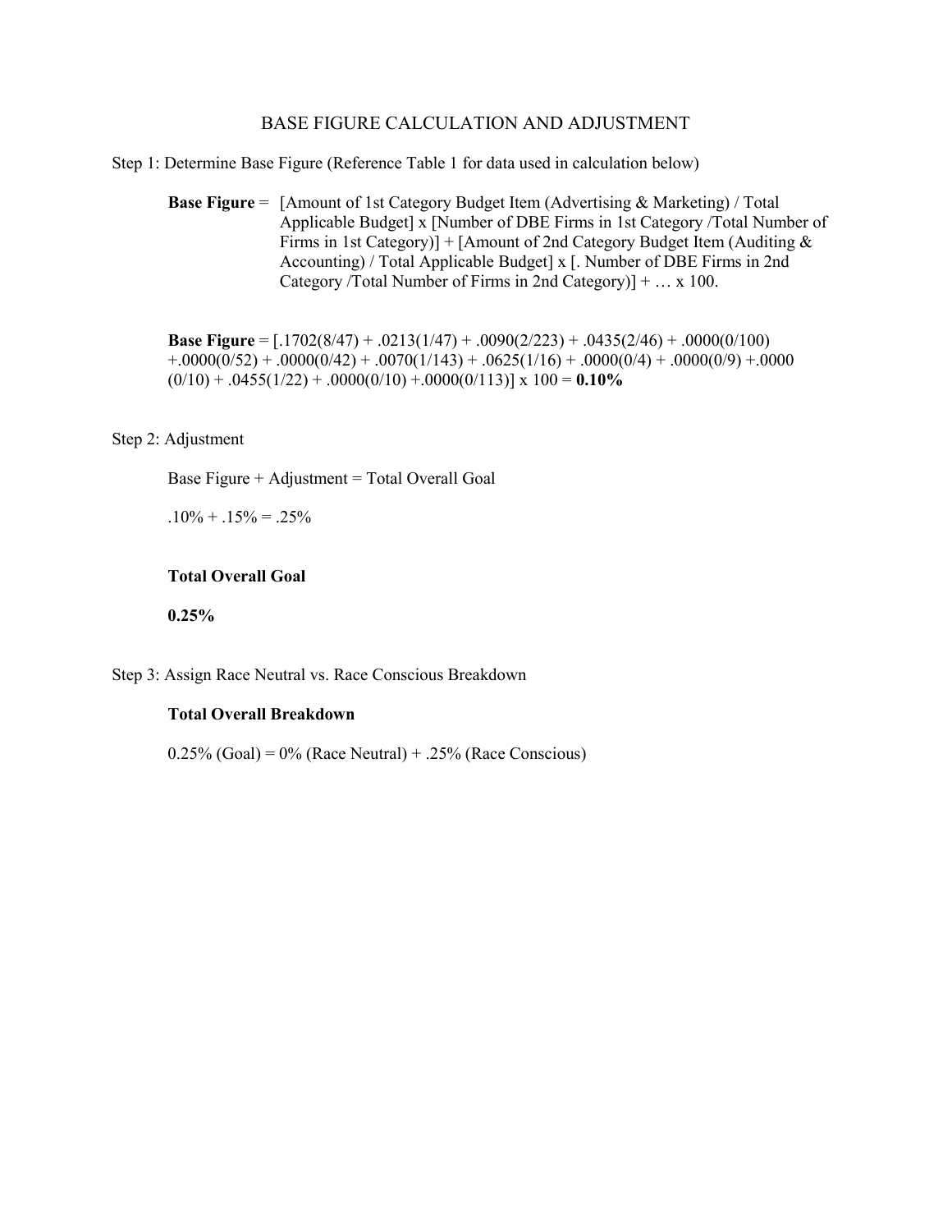# BASE FIGURE CALCULATION AND ADJUSTMENT

Step 1: Determine Base Figure (Reference Table 1 for data used in calculation below)

> **Base Figure** = [Amount of 1st Category Budget Item (Advertising & Marketing) / Total Applicable Budget] x [Number of DBE Firms in 1st Category /Total Number of Firms in 1st Category)] + [Amount of 2nd Category Budget Item (Auditing & Accounting) / Total Applicable Budget] x [. Number of DBE Firms in 2nd Category /Total Number of Firms in 2nd Category)] + … x 100.

> **Base Figure** = [.1702(8/47) + .0213(1/47) + .0090(2/223) + .0435(2/46) + .0000(0/100) +.0000(0/52) + .0000(0/42) + .0070(1/143) + .0625(1/16) + .0000(0/4) + .0000(0/9) +.0000 (0/10) + .0455(1/22) + .0000(0/10) +.0000(0/113)] x 100 = **0.10%**

Step 2: Adjustment

> Base Figure + Adjustment = Total Overall Goal
>
> .10% + .15% = .25%
>
> **Total Overall Goal**
>
> **0.25%**

Step 3: Assign Race Neutral vs. Race Conscious Breakdown

> **Total Overall Breakdown**
>
> 0.25% (Goal) = 0% (Race Neutral) + .25% (Race Conscious)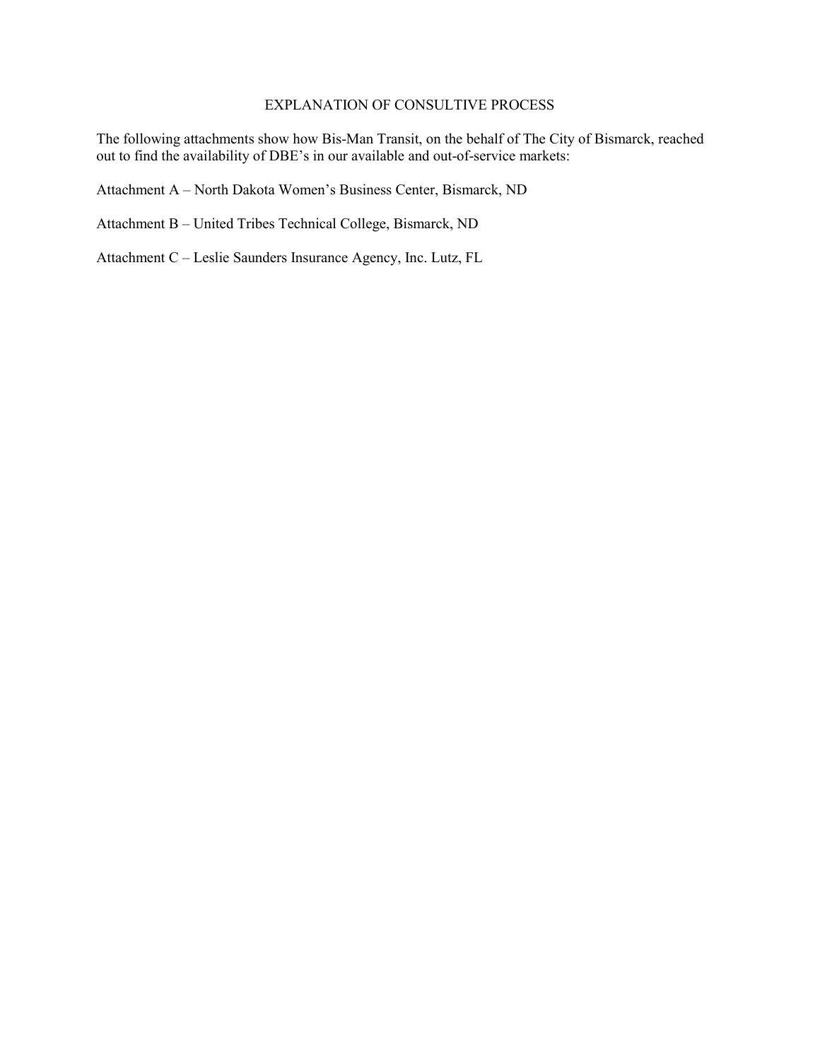# EXPLANATION OF CONSULTIVE PROCESS

The following attachments show how Bis-Man Transit, on the behalf of The City of Bismarck, reached out to find the availability of DBE's in our available and out-of-service markets:

Attachment A – North Dakota Women's Business Center, Bismarck, ND

Attachment B – United Tribes Technical College, Bismarck, ND

Attachment C – Leslie Saunders Insurance Agency, Inc. Lutz, FL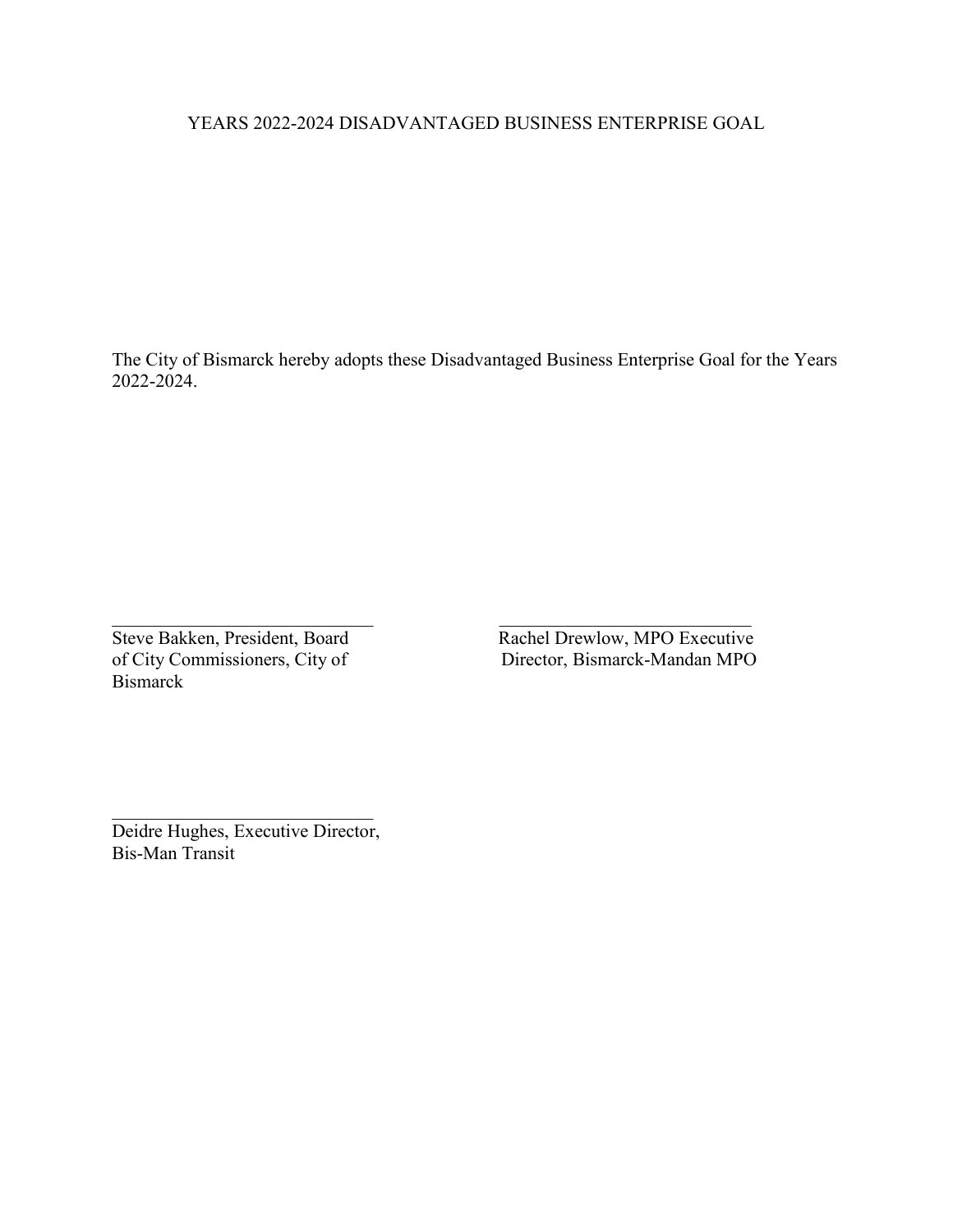YEARS 2022-2024 DISADVANTAGED BUSINESS ENTERPRISE GOAL

The City of Bismarck hereby adopts these Disadvantaged Business Enterprise Goal for the Years 2022-2024.

\_\_\_\_\_\_\_\_\_\_\_\_\_\_\_\_\_\_\_\_\_\_\_\_\_\_\_\_\_\_

Steve Bakken, President, Board of City Commissioners, City of Bismarck

\_\_\_\_\_\_\_\_\_\_\_\_\_\_\_\_\_\_\_\_\_\_\_\_\_\_\_\_\_\_

Rachel Drewlow, MPO Executive Director, Bismarck-Mandan MPO

\_\_\_\_\_\_\_\_\_\_\_\_\_\_\_\_\_\_\_\_\_\_\_\_\_\_\_\_\_\_

Deidre Hughes, Executive Director, Bis-Man Transit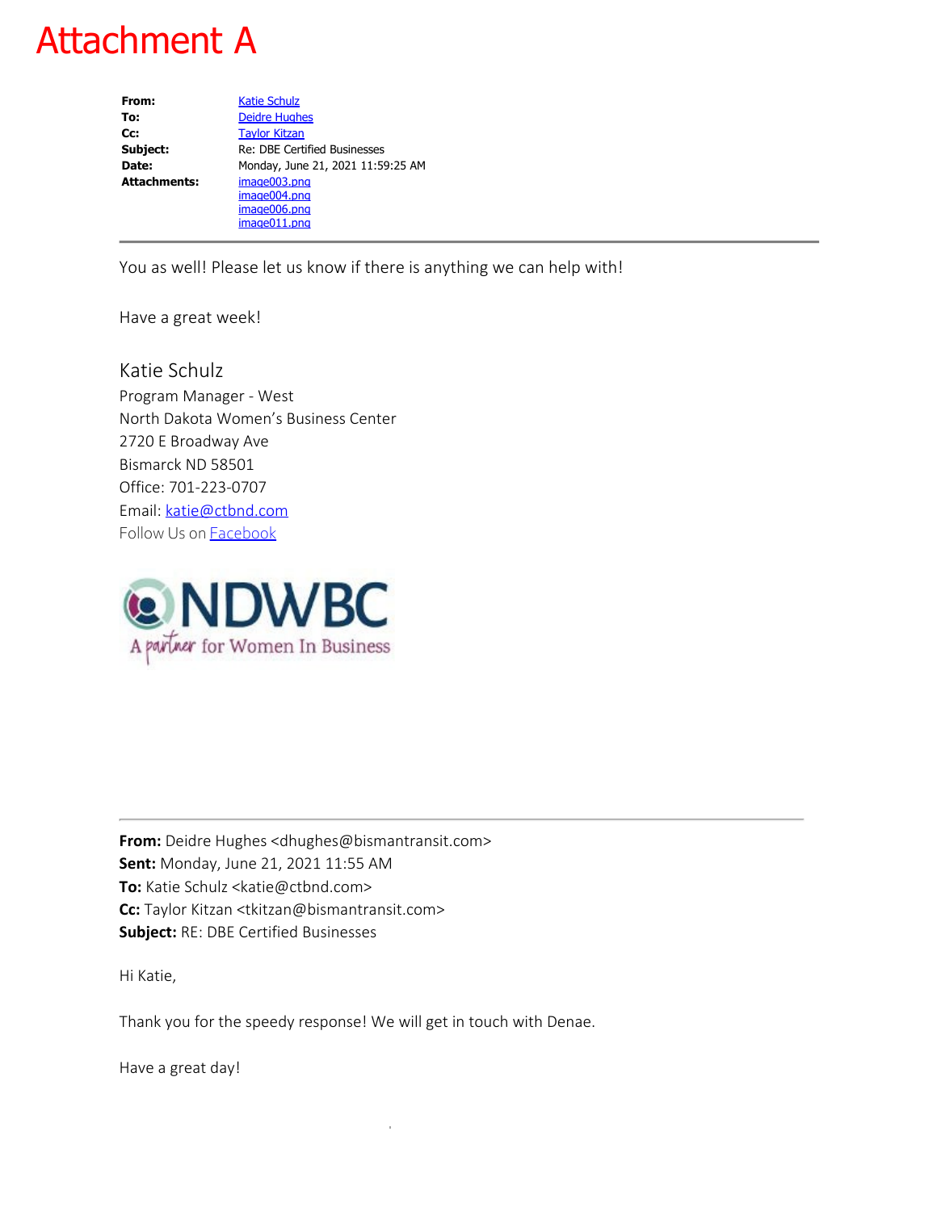# Attachment A

| | |
|---|---|
| **From:** | Katie Schulz |
| **To:** | Deidre Hughes |
| **Cc:** | Taylor Kitzan |
| **Subject:** | Re: DBE Certified Businesses |
| **Date:** | Monday, June 21, 2021 11:59:25 AM |
| **Attachments:** | image003.png<br>image004.png<br>image006.png<br>image011.png |

---

You as well! Please let us know if there is anything we can help with!

Have a great week!

Katie Schulz
Program Manager - West
North Dakota Women's Business Center
2720 E Broadway Ave
Bismarck ND 58501
Office: 701-223-0707
Email: katie@ctbnd.com
Follow Us on Facebook

NDWBC
A partner for Women In Business

---

**From:** Deidre Hughes <dhughes@bismantransit.com>
**Sent:** Monday, June 21, 2021 11:55 AM
**To:** Katie Schulz <katie@ctbnd.com>
**Cc:** Taylor Kitzan <tkitzan@bismantransit.com>
**Subject:** RE: DBE Certified Businesses

Hi Katie,

Thank you for the speedy response! We will get in touch with Denae.

Have a great day!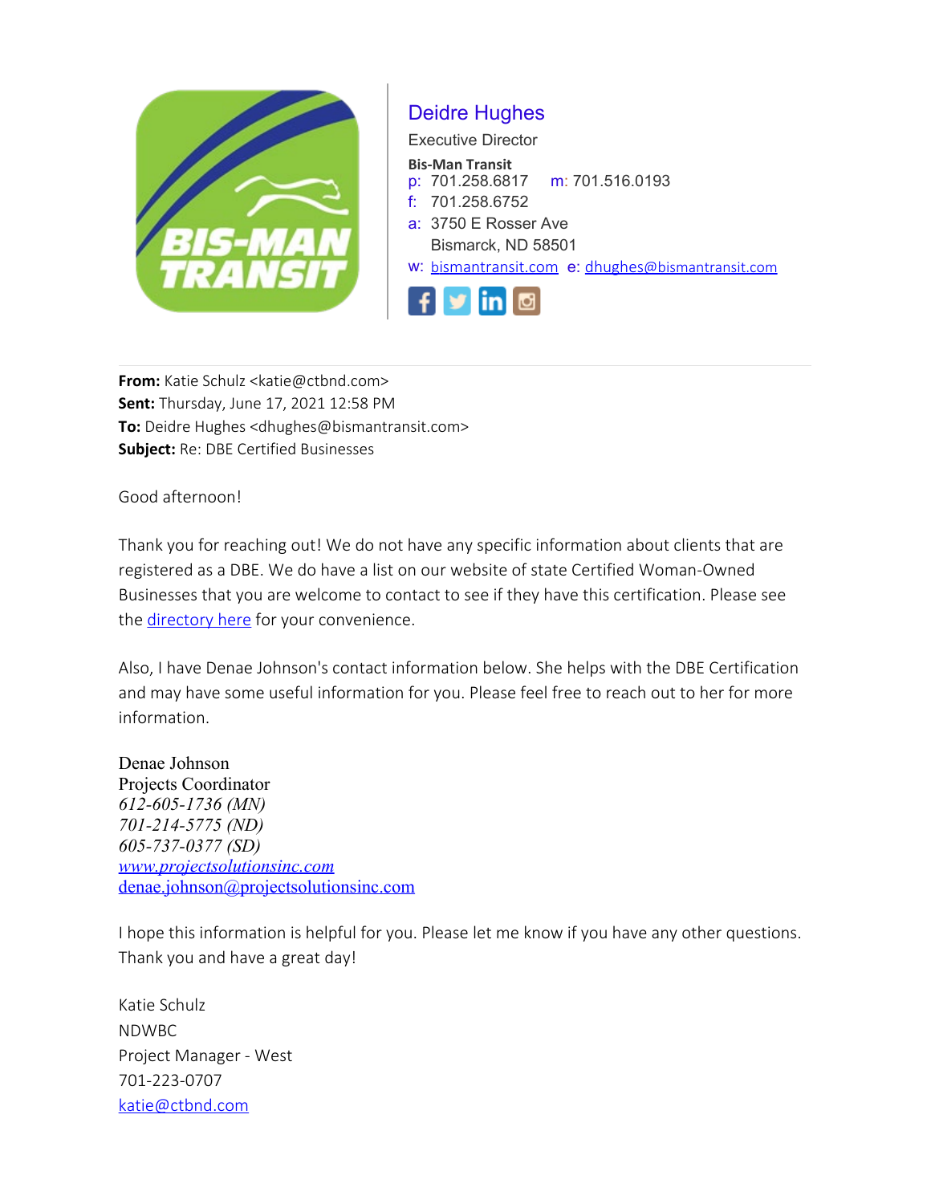**Deidre Hughes**
Executive Director
**Bis-Man Transit**
p: 701.258.6817 m: 701.516.0193
f: 701.258.6752
a: 3750 E Rosser Ave
Bismarck, ND 58501
w: bismantransit.com e: dhughes@bismantransit.com

---

**From:** Katie Schulz <katie@ctbnd.com>
**Sent:** Thursday, June 17, 2021 12:58 PM
**To:** Deidre Hughes <dhughes@bismantransit.com>
**Subject:** Re: DBE Certified Businesses

Good afternoon!

Thank you for reaching out! We do not have any specific information about clients that are registered as a DBE. We do have a list on our website of state Certified Woman-Owned Businesses that you are welcome to contact to see if they have this certification. Please see the directory here for your convenience.

Also, I have Denae Johnson's contact information below. She helps with the DBE Certification and may have some useful information for you. Please feel free to reach out to her for more information.

Denae Johnson
Projects Coordinator
*612-605-1736 (MN)*
*701-214-5775 (ND)*
*605-737-0377 (SD)*
*www.projectsolutionsinc.com*
denae.johnson@projectsolutionsinc.com

I hope this information is helpful for you. Please let me know if you have any other questions. Thank you and have a great day!

Katie Schulz
NDWBC
Project Manager - West
701-223-0707
katie@ctbnd.com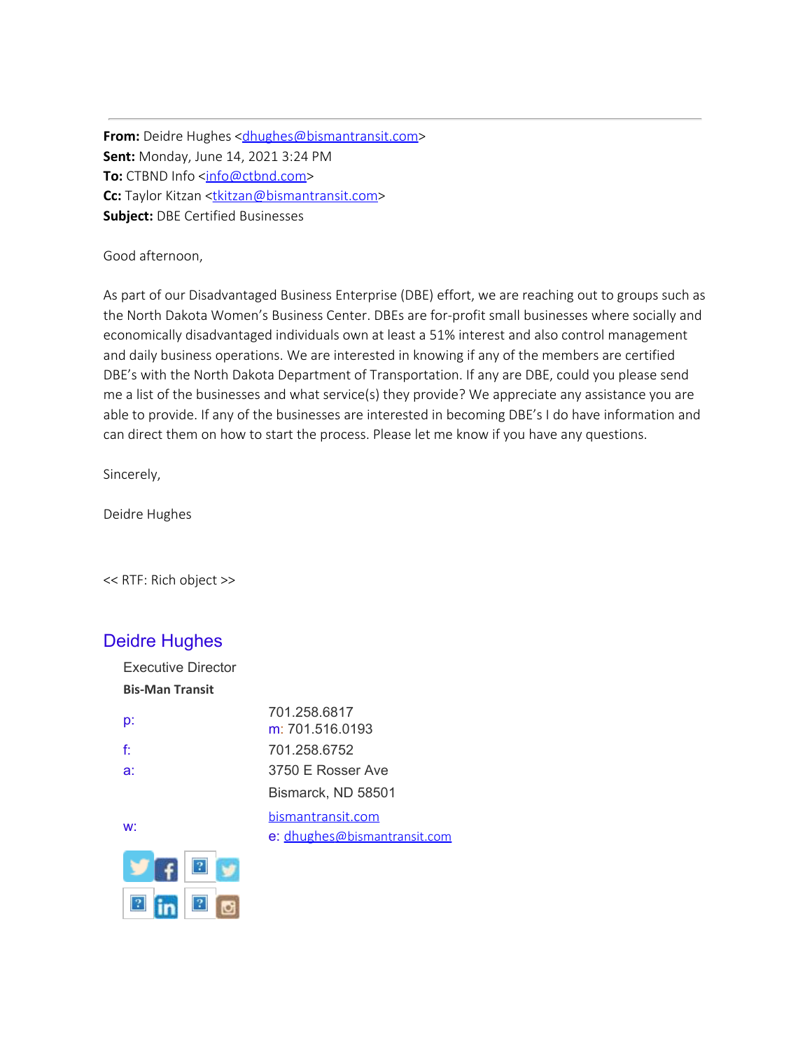**From:** Deidre Hughes <dhughes@bismantransit.com>
**Sent:** Monday, June 14, 2021 3:24 PM
**To:** CTBND Info <info@ctbnd.com>
**Cc:** Taylor Kitzan <tkitzan@bismantransit.com>
**Subject:** DBE Certified Businesses

Good afternoon,

As part of our Disadvantaged Business Enterprise (DBE) effort, we are reaching out to groups such as the North Dakota Women's Business Center. DBEs are for-profit small businesses where socially and economically disadvantaged individuals own at least a 51% interest and also control management and daily business operations. We are interested in knowing if any of the members are certified DBE's with the North Dakota Department of Transportation. If any are DBE, could you please send me a list of the businesses and what service(s) they provide? We appreciate any assistance you are able to provide. If any of the businesses are interested in becoming DBE's I do have information and can direct them on how to start the process. Please let me know if you have any questions.

Sincerely,

Deidre Hughes

<< RTF: Rich object >>

## Deidre Hughes

Executive Director
**Bis-Man Transit**

p: 701.258.6817
m: 701.516.0193
f: 701.258.6752
a: 3750 E Rosser Ave
Bismarck, ND 58501
w: bismantransit.com
e: dhughes@bismantransit.com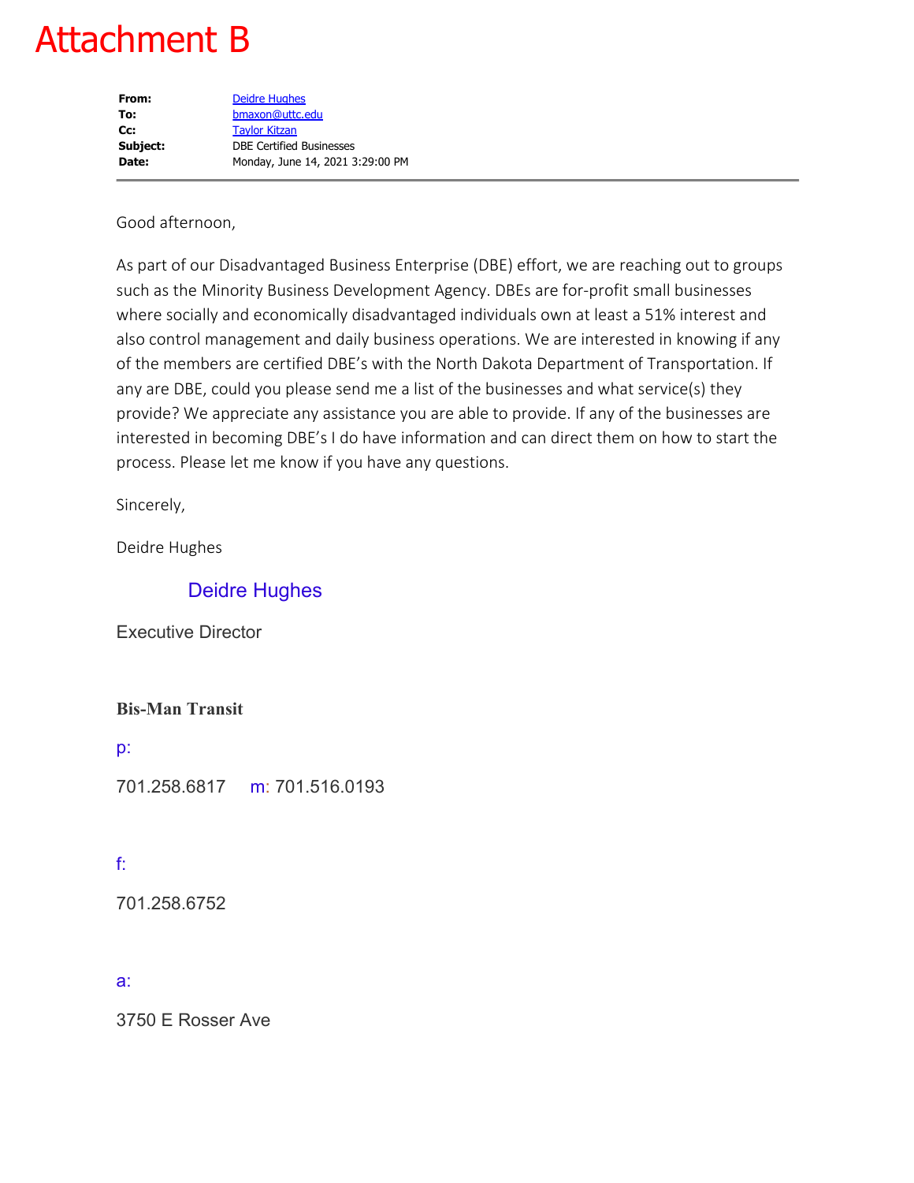# Attachment B

**From:** Deidre Hughes
**To:** bmaxon@uttc.edu
**Cc:** Taylor Kitzan
**Subject:** DBE Certified Businesses
**Date:** Monday, June 14, 2021 3:29:00 PM

---

Good afternoon,

As part of our Disadvantaged Business Enterprise (DBE) effort, we are reaching out to groups such as the Minority Business Development Agency. DBEs are for-profit small businesses where socially and economically disadvantaged individuals own at least a 51% interest and also control management and daily business operations. We are interested in knowing if any of the members are certified DBE's with the North Dakota Department of Transportation. If any are DBE, could you please send me a list of the businesses and what service(s) they provide? We appreciate any assistance you are able to provide. If any of the businesses are interested in becoming DBE's I do have information and can direct them on how to start the process. Please let me know if you have any questions.

Sincerely,

Deidre Hughes

Deidre Hughes

Executive Director

**Bis-Man Transit**

p:

701.258.6817 m: 701.516.0193

f:

701.258.6752

a:

3750 E Rosser Ave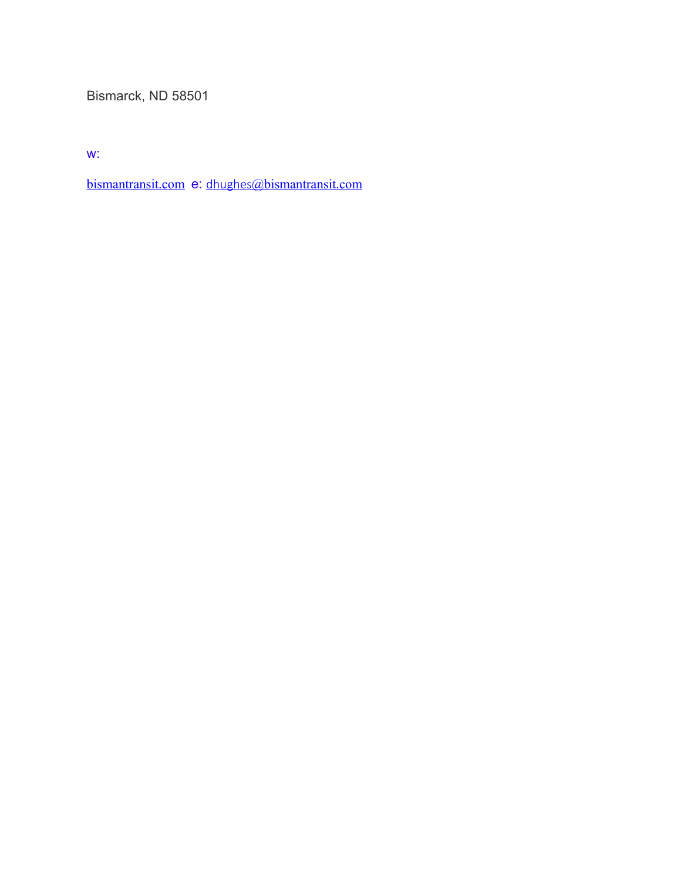Bismarck, ND 58501

w:

bismantransit.com e: dhughes@bismantransit.com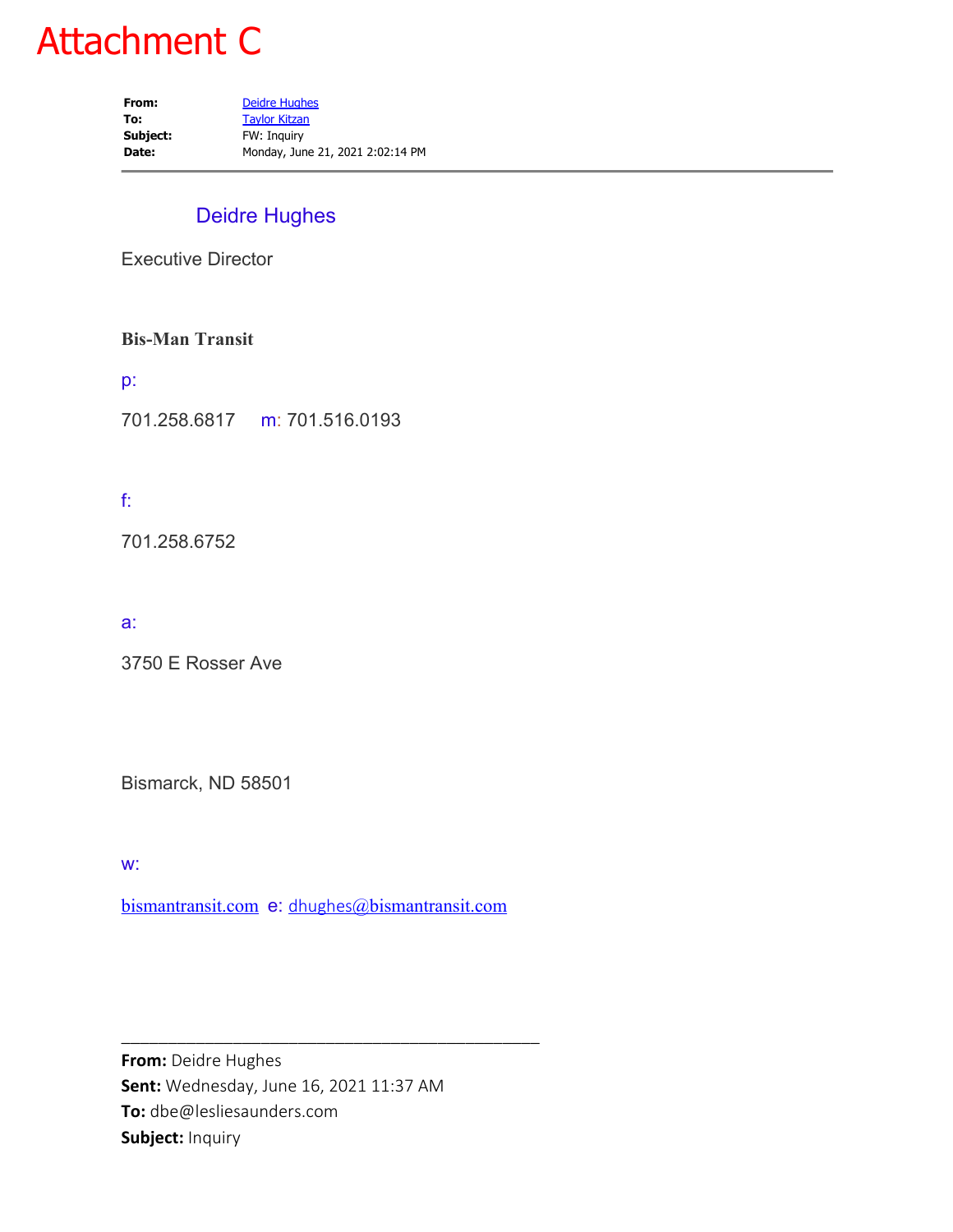# Attachment C

**From:** Deidre Hughes
**To:** Taylor Kitzan
**Subject:** FW: Inquiry
**Date:** Monday, June 21, 2021 2:02:14 PM

---

Deidre Hughes

Executive Director

**Bis-Man Transit**

p:

701.258.6817 m: 701.516.0193

f:

701.258.6752

a:

3750 E Rosser Ave

Bismarck, ND 58501

w:

bismantransit.com e: dhughes@bismantransit.com

---

**From:** Deidre Hughes
**Sent:** Wednesday, June 16, 2021 11:37 AM
**To:** dbe@lesliesaunders.com
**Subject:** Inquiry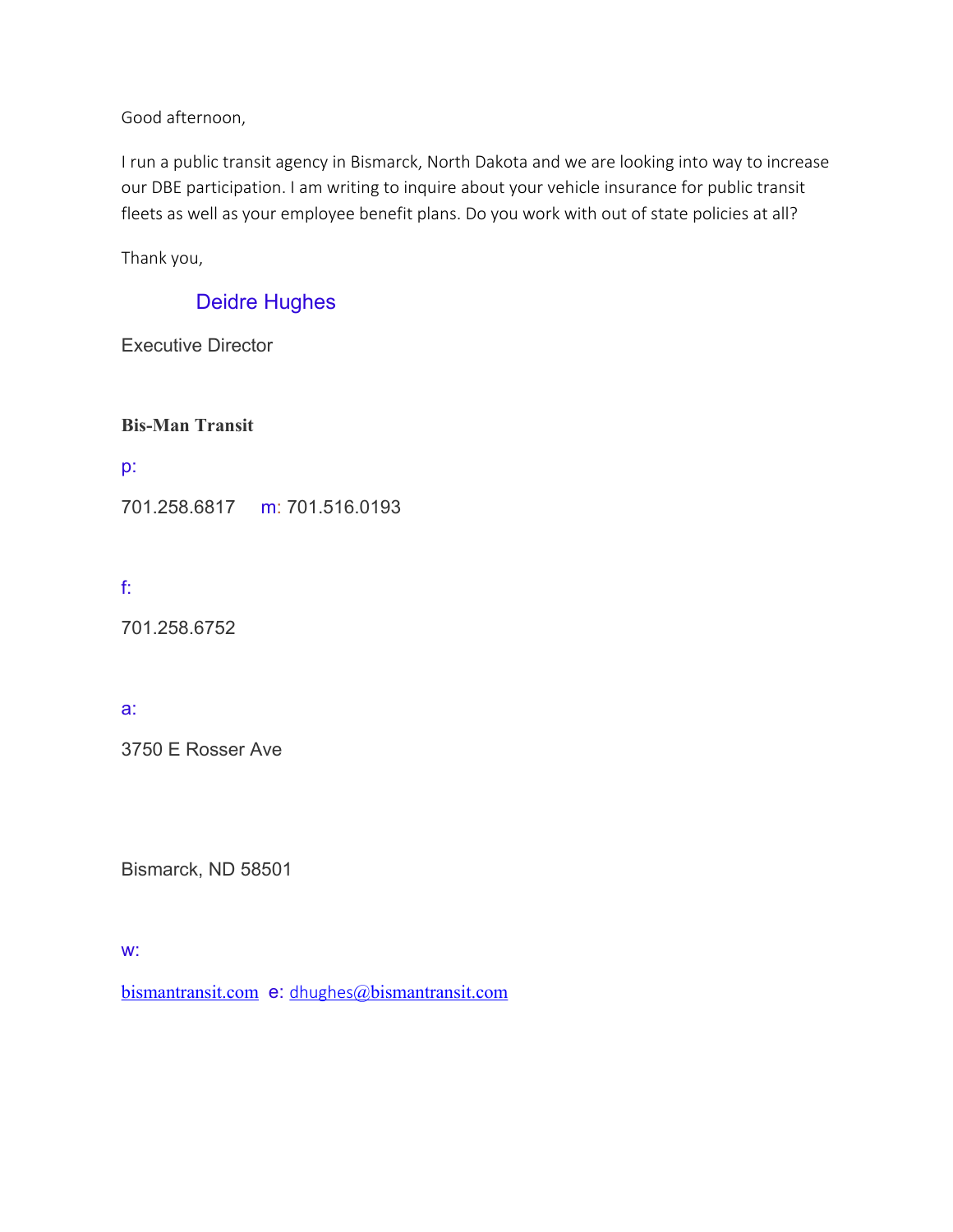Good afternoon,

I run a public transit agency in Bismarck, North Dakota and we are looking into way to increase our DBE participation. I am writing to inquire about your vehicle insurance for public transit fleets as well as your employee benefit plans. Do you work with out of state policies at all?

Thank you,

Deidre Hughes

Executive Director

**Bis-Man Transit**

p:

701.258.6817 m: 701.516.0193

f:

701.258.6752

a:

3750 E Rosser Ave

Bismarck, ND 58501

w:

bismantransit.com e: dhughes@bismantransit.com